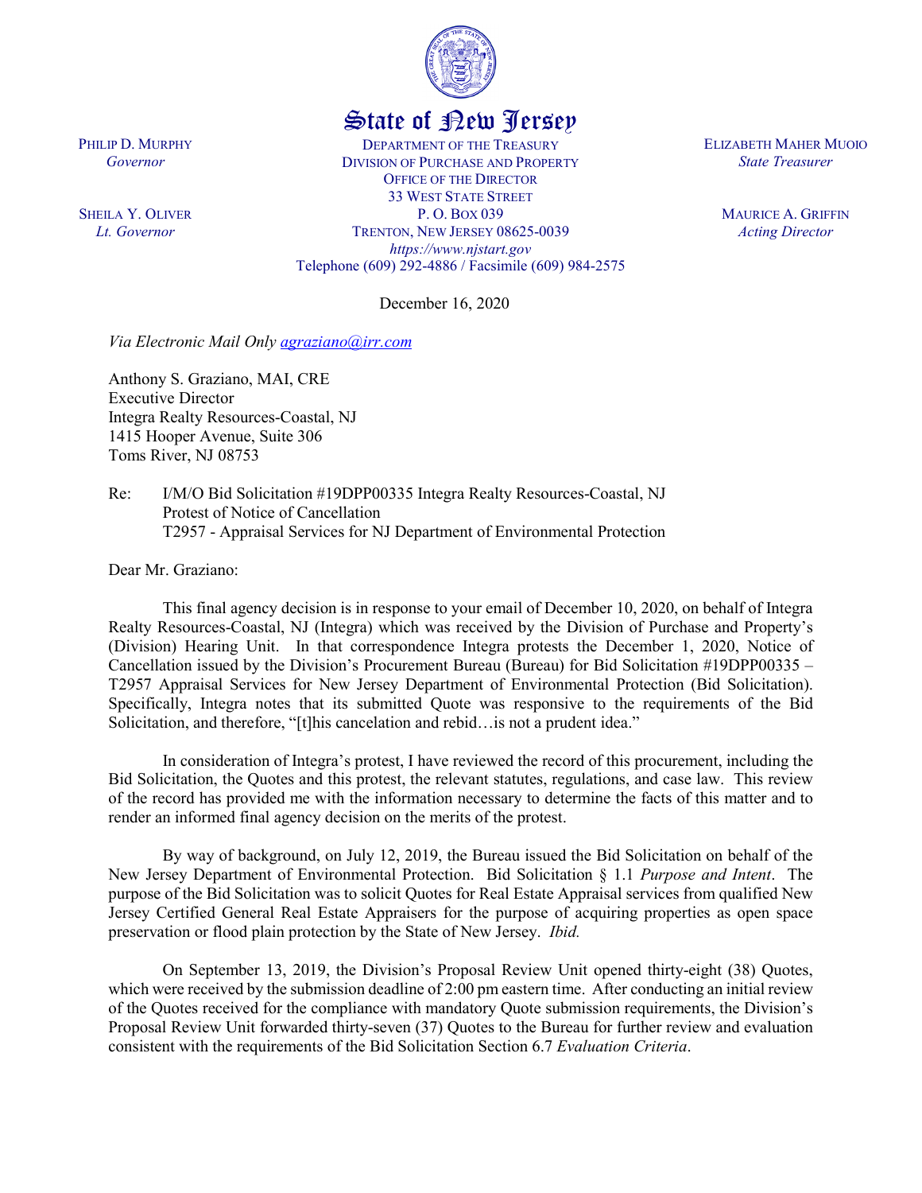State of New Jersey

PHILIP D. MURPHY
*Governor*

SHEILA Y. OLIVER
*Lt. Governor*

DEPARTMENT OF THE TREASURY
DIVISION OF PURCHASE AND PROPERTY
OFFICE OF THE DIRECTOR
33 WEST STATE STREET
P. O. BOX 039
TRENTON, NEW JERSEY 08625-0039
*https://www.njstart.gov*
Telephone (609) 292-4886 / Facsimile (609) 984-2575

ELIZABETH MAHER MUOIO
*State Treasurer*

MAURICE A. GRIFFIN
*Acting Director*

December 16, 2020

*Via Electronic Mail Only agraziano@irr.com*

Anthony S. Graziano, MAI, CRE
Executive Director
Integra Realty Resources-Coastal, NJ
1415 Hooper Avenue, Suite 306
Toms River, NJ 08753

Re: I/M/O Bid Solicitation #19DPP00335 Integra Realty Resources-Coastal, NJ
Protest of Notice of Cancellation
T2957 - Appraisal Services for NJ Department of Environmental Protection

Dear Mr. Graziano:

This final agency decision is in response to your email of December 10, 2020, on behalf of Integra Realty Resources-Coastal, NJ (Integra) which was received by the Division of Purchase and Property's (Division) Hearing Unit. In that correspondence Integra protests the December 1, 2020, Notice of Cancellation issued by the Division's Procurement Bureau (Bureau) for Bid Solicitation #19DPP00335 – T2957 Appraisal Services for New Jersey Department of Environmental Protection (Bid Solicitation). Specifically, Integra notes that its submitted Quote was responsive to the requirements of the Bid Solicitation, and therefore, "[t]his cancelation and rebid…is not a prudent idea."

In consideration of Integra's protest, I have reviewed the record of this procurement, including the Bid Solicitation, the Quotes and this protest, the relevant statutes, regulations, and case law. This review of the record has provided me with the information necessary to determine the facts of this matter and to render an informed final agency decision on the merits of the protest.

By way of background, on July 12, 2019, the Bureau issued the Bid Solicitation on behalf of the New Jersey Department of Environmental Protection. Bid Solicitation § 1.1 *Purpose and Intent*. The purpose of the Bid Solicitation was to solicit Quotes for Real Estate Appraisal services from qualified New Jersey Certified General Real Estate Appraisers for the purpose of acquiring properties as open space preservation or flood plain protection by the State of New Jersey. *Ibid.*

On September 13, 2019, the Division's Proposal Review Unit opened thirty-eight (38) Quotes, which were received by the submission deadline of 2:00 pm eastern time. After conducting an initial review of the Quotes received for the compliance with mandatory Quote submission requirements, the Division's Proposal Review Unit forwarded thirty-seven (37) Quotes to the Bureau for further review and evaluation consistent with the requirements of the Bid Solicitation Section 6.7 *Evaluation Criteria*.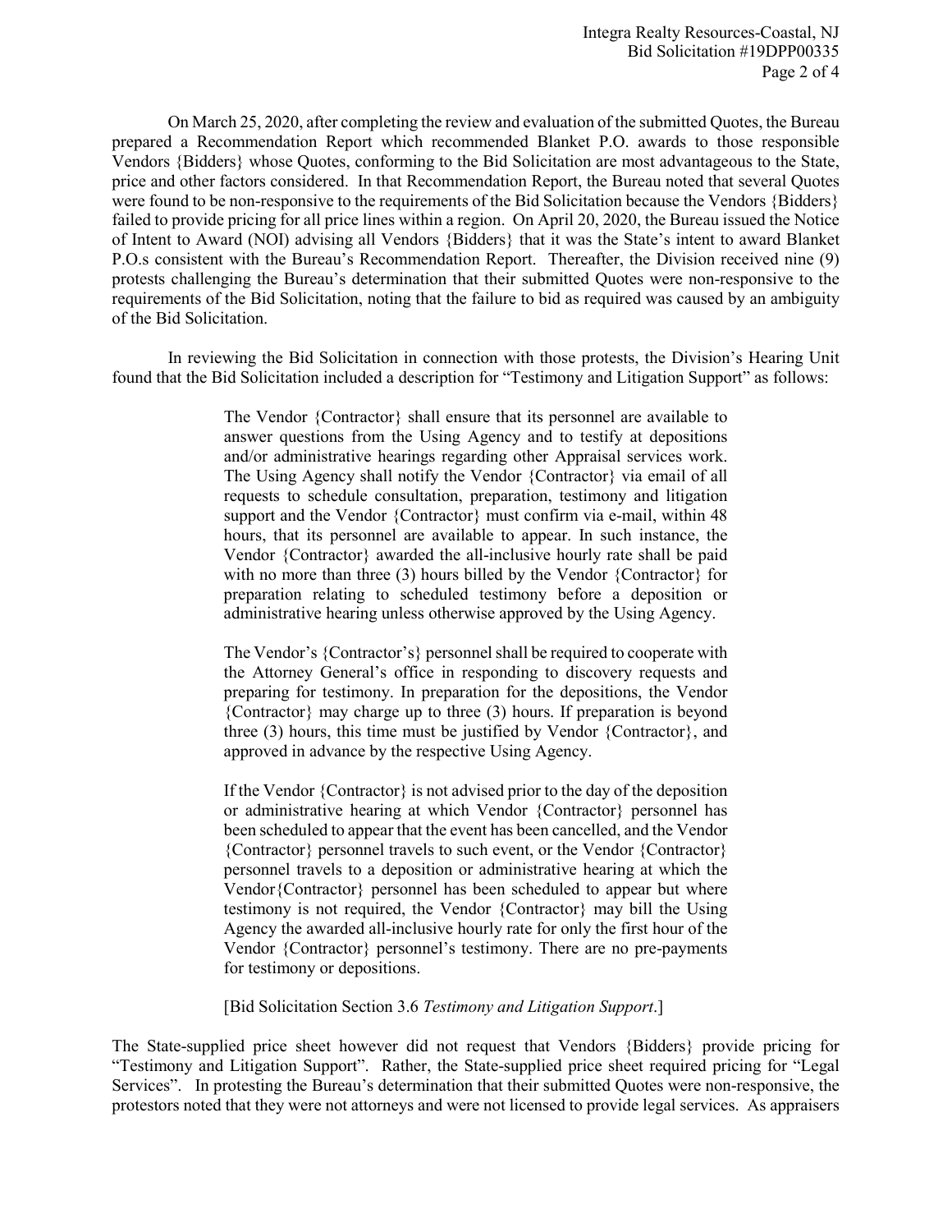On March 25, 2020, after completing the review and evaluation of the submitted Quotes, the Bureau prepared a Recommendation Report which recommended Blanket P.O. awards to those responsible Vendors {Bidders} whose Quotes, conforming to the Bid Solicitation are most advantageous to the State, price and other factors considered. In that Recommendation Report, the Bureau noted that several Quotes were found to be non-responsive to the requirements of the Bid Solicitation because the Vendors {Bidders} failed to provide pricing for all price lines within a region. On April 20, 2020, the Bureau issued the Notice of Intent to Award (NOI) advising all Vendors {Bidders} that it was the State's intent to award Blanket P.O.s consistent with the Bureau's Recommendation Report. Thereafter, the Division received nine (9) protests challenging the Bureau's determination that their submitted Quotes were non-responsive to the requirements of the Bid Solicitation, noting that the failure to bid as required was caused by an ambiguity of the Bid Solicitation.

In reviewing the Bid Solicitation in connection with those protests, the Division's Hearing Unit found that the Bid Solicitation included a description for "Testimony and Litigation Support" as follows:

> The Vendor {Contractor} shall ensure that its personnel are available to answer questions from the Using Agency and to testify at depositions and/or administrative hearings regarding other Appraisal services work. The Using Agency shall notify the Vendor {Contractor} via email of all requests to schedule consultation, preparation, testimony and litigation support and the Vendor {Contractor} must confirm via e-mail, within 48 hours, that its personnel are available to appear. In such instance, the Vendor {Contractor} awarded the all-inclusive hourly rate shall be paid with no more than three (3) hours billed by the Vendor {Contractor} for preparation relating to scheduled testimony before a deposition or administrative hearing unless otherwise approved by the Using Agency.
>
> The Vendor's {Contractor's} personnel shall be required to cooperate with the Attorney General's office in responding to discovery requests and preparing for testimony. In preparation for the depositions, the Vendor {Contractor} may charge up to three (3) hours. If preparation is beyond three (3) hours, this time must be justified by Vendor {Contractor}, and approved in advance by the respective Using Agency.
>
> If the Vendor {Contractor} is not advised prior to the day of the deposition or administrative hearing at which Vendor {Contractor} personnel has been scheduled to appear that the event has been cancelled, and the Vendor {Contractor} personnel travels to such event, or the Vendor {Contractor} personnel travels to a deposition or administrative hearing at which the Vendor{Contractor} personnel has been scheduled to appear but where testimony is not required, the Vendor {Contractor} may bill the Using Agency the awarded all-inclusive hourly rate for only the first hour of the Vendor {Contractor} personnel's testimony. There are no pre-payments for testimony or depositions.
>
> [Bid Solicitation Section 3.6 *Testimony and Litigation Support*.]

The State-supplied price sheet however did not request that Vendors {Bidders} provide pricing for "Testimony and Litigation Support". Rather, the State-supplied price sheet required pricing for "Legal Services". In protesting the Bureau's determination that their submitted Quotes were non-responsive, the protestors noted that they were not attorneys and were not licensed to provide legal services. As appraisers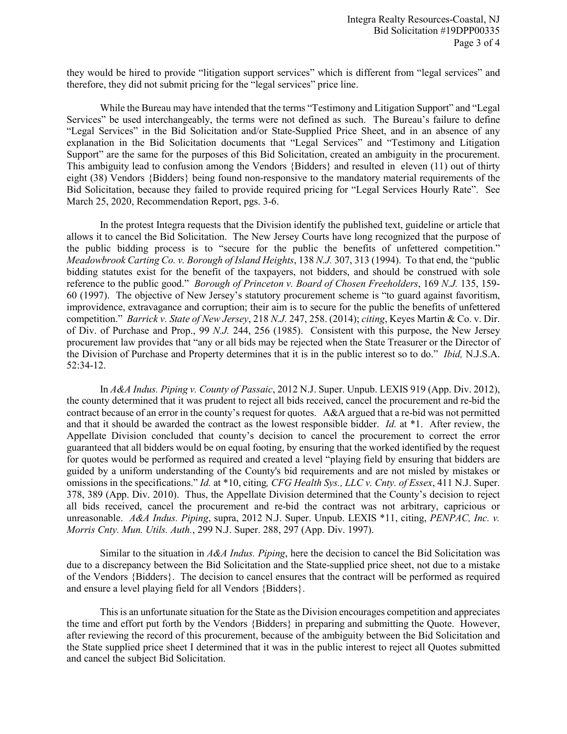they would be hired to provide "litigation support services" which is different from "legal services" and therefore, they did not submit pricing for the "legal services" price line.

While the Bureau may have intended that the terms "Testimony and Litigation Support" and "Legal Services" be used interchangeably, the terms were not defined as such. The Bureau's failure to define "Legal Services" in the Bid Solicitation and/or State-Supplied Price Sheet, and in an absence of any explanation in the Bid Solicitation documents that "Legal Services" and "Testimony and Litigation Support" are the same for the purposes of this Bid Solicitation, created an ambiguity in the procurement. This ambiguity lead to confusion among the Vendors {Bidders} and resulted in eleven (11) out of thirty eight (38) Vendors {Bidders} being found non-responsive to the mandatory material requirements of the Bid Solicitation, because they failed to provide required pricing for "Legal Services Hourly Rate". See March 25, 2020, Recommendation Report, pgs. 3-6.

In the protest Integra requests that the Division identify the published text, guideline or article that allows it to cancel the Bid Solicitation. The New Jersey Courts have long recognized that the purpose of the public bidding process is to "secure for the public the benefits of unfettered competition." *Meadowbrook Carting Co. v. Borough of Island Heights*, 138 *N.J.* 307, 313 (1994). To that end, the "public bidding statutes exist for the benefit of the taxpayers, not bidders, and should be construed with sole reference to the public good." *Borough of Princeton v. Board of Chosen Freeholders*, 169 *N.J.* 135, 159-60 (1997). The objective of New Jersey's statutory procurement scheme is "to guard against favoritism, improvidence, extravagance and corruption; their aim is to secure for the public the benefits of unfettered competition." *Barrick v. State of New Jersey*, 218 *N.J.* 247, 258. (2014); *citing*, Keyes Martin & Co. v. Dir. of Div. of Purchase and Prop., 99 *N.J.* 244, 256 (1985). Consistent with this purpose, the New Jersey procurement law provides that "any or all bids may be rejected when the State Treasurer or the Director of the Division of Purchase and Property determines that it is in the public interest so to do." *Ibid,* N.J.S.A. 52:34-12.

In *A&A Indus. Piping v. County of Passaic*, 2012 N.J. Super. Unpub. LEXIS 919 (App. Div. 2012), the county determined that it was prudent to reject all bids received, cancel the procurement and re-bid the contract because of an error in the county's request for quotes. A&A argued that a re-bid was not permitted and that it should be awarded the contract as the lowest responsible bidder. *Id.* at *1. After review, the Appellate Division concluded that county's decision to cancel the procurement to correct the error guaranteed that all bidders would be on equal footing, by ensuring that the worked identified by the request for quotes would be performed as required and created a level "playing field by ensuring that bidders are guided by a uniform understanding of the County's bid requirements and are not misled by mistakes or omissions in the specifications." *Id.* at *10, citing*, CFG Health Sys., LLC v. Cnty. of Essex*, 411 N.J. Super. 378, 389 (App. Div. 2010). Thus, the Appellate Division determined that the County's decision to reject all bids received, cancel the procurement and re-bid the contract was not arbitrary, capricious or unreasonable. *A&A Indus. Piping*, supra, 2012 N.J. Super. Unpub. LEXIS *11, citing, *PENPAC, Inc. v. Morris Cnty. Mun. Utils. Auth.*, 299 N.J. Super. 288, 297 (App. Div. 1997).

Similar to the situation in *A&A Indus. Piping*, here the decision to cancel the Bid Solicitation was due to a discrepancy between the Bid Solicitation and the State-supplied price sheet, not due to a mistake of the Vendors {Bidders}. The decision to cancel ensures that the contract will be performed as required and ensure a level playing field for all Vendors {Bidders}.

This is an unfortunate situation for the State as the Division encourages competition and appreciates the time and effort put forth by the Vendors {Bidders} in preparing and submitting the Quote. However, after reviewing the record of this procurement, because of the ambiguity between the Bid Solicitation and the State supplied price sheet I determined that it was in the public interest to reject all Quotes submitted and cancel the subject Bid Solicitation.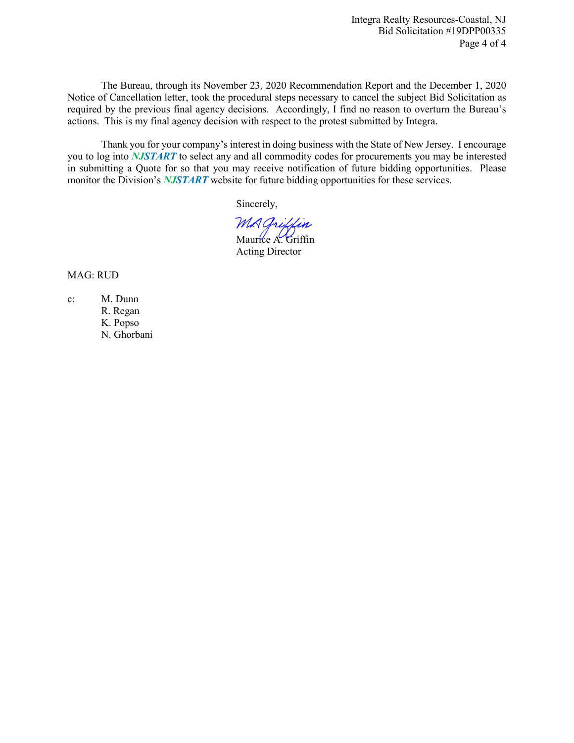The Bureau, through its November 23, 2020 Recommendation Report and the December 1, 2020 Notice of Cancellation letter, took the procedural steps necessary to cancel the subject Bid Solicitation as required by the previous final agency decisions. Accordingly, I find no reason to overturn the Bureau's actions. This is my final agency decision with respect to the protest submitted by Integra.

Thank you for your company's interest in doing business with the State of New Jersey. I encourage you to log into ***NJSTART*** to select any and all commodity codes for procurements you may be interested in submitting a Quote for so that you may receive notification of future bidding opportunities. Please monitor the Division's ***NJSTART*** website for future bidding opportunities for these services.

Sincerely,

MA Griffin
Maurice A. Griffin
Acting Director

MAG: RUD

c: M. Dunn
R. Regan
K. Popso
N. Ghorbani